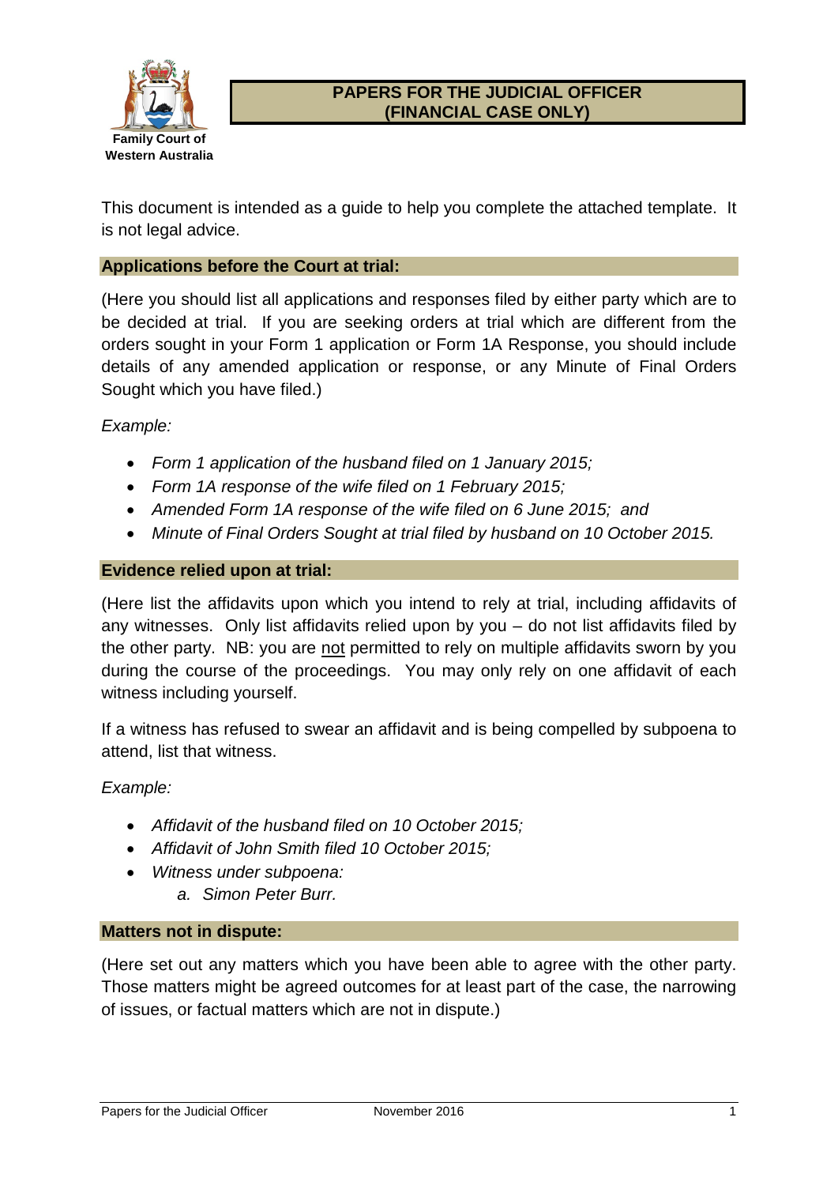Family Court of Western Australia

# PAPERS FOR THE JUDICIAL OFFICER (FINANCIAL CASE ONLY)

This document is intended as a guide to help you complete the attached template. It is not legal advice.

## Applications before the Court at trial:

(Here you should list all applications and responses filed by either party which are to be decided at trial. If you are seeking orders at trial which are different from the orders sought in your Form 1 application or Form 1A Response, you should include details of any amended application or response, or any Minute of Final Orders Sought which you have filed.)

*Example:*

- *Form 1 application of the husband filed on 1 January 2015;*
- *Form 1A response of the wife filed on 1 February 2015;*
- *Amended Form 1A response of the wife filed on 6 June 2015; and*
- *Minute of Final Orders Sought at trial filed by husband on 10 October 2015.*

## Evidence relied upon at trial:

(Here list the affidavits upon which you intend to rely at trial, including affidavits of any witnesses. Only list affidavits relied upon by you – do not list affidavits filed by the other party. NB: you are <u>not</u> permitted to rely on multiple affidavits sworn by you during the course of the proceedings. You may only rely on one affidavit of each witness including yourself.

If a witness has refused to swear an affidavit and is being compelled by subpoena to attend, list that witness.

*Example:*

- *Affidavit of the husband filed on 10 October 2015;*
- *Affidavit of John Smith filed 10 October 2015;*
- *Witness under subpoena:*
    a. *Simon Peter Burr.*

## Matters not in dispute:

(Here set out any matters which you have been able to agree with the other party. Those matters might be agreed outcomes for at least part of the case, the narrowing of issues, or factual matters which are not in dispute.)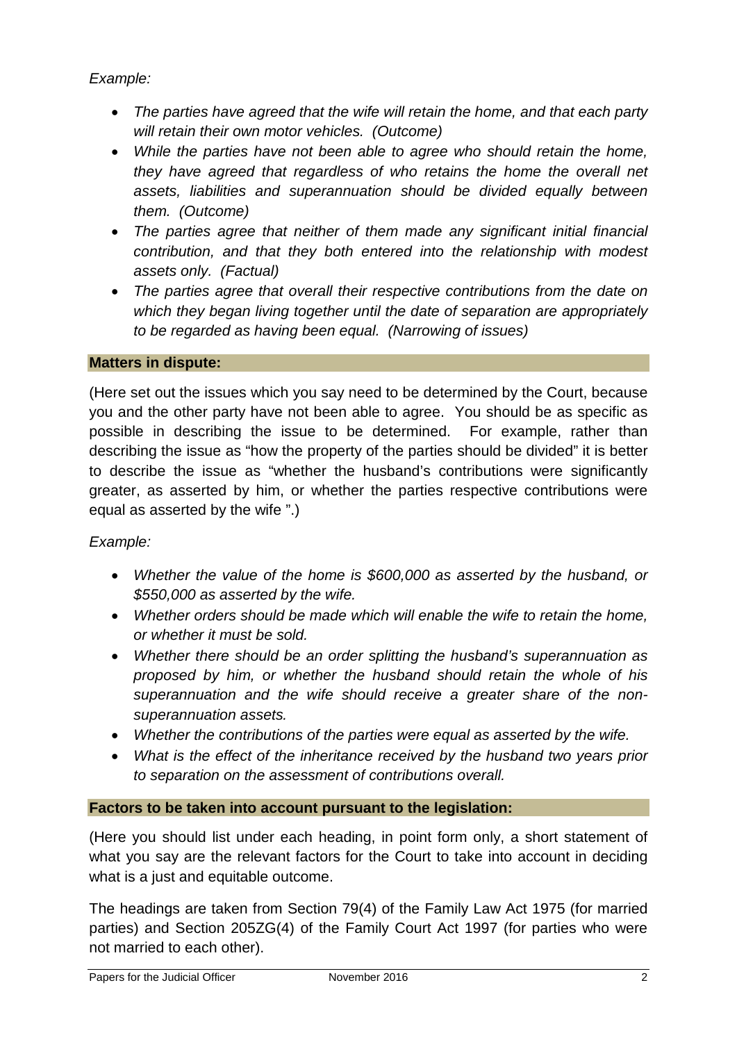*Example:*

- *The parties have agreed that the wife will retain the home, and that each party will retain their own motor vehicles. (Outcome)*
- *While the parties have not been able to agree who should retain the home, they have agreed that regardless of who retains the home the overall net assets, liabilities and superannuation should be divided equally between them. (Outcome)*
- *The parties agree that neither of them made any significant initial financial contribution, and that they both entered into the relationship with modest assets only. (Factual)*
- *The parties agree that overall their respective contributions from the date on which they began living together until the date of separation are appropriately to be regarded as having been equal. (Narrowing of issues)*

**Matters in dispute:**

(Here set out the issues which you say need to be determined by the Court, because you and the other party have not been able to agree. You should be as specific as possible in describing the issue to be determined. For example, rather than describing the issue as "how the property of the parties should be divided" it is better to describe the issue as "whether the husband's contributions were significantly greater, as asserted by him, or whether the parties respective contributions were equal as asserted by the wife ".)

*Example:*

- *Whether the value of the home is $600,000 as asserted by the husband, or $550,000 as asserted by the wife.*
- *Whether orders should be made which will enable the wife to retain the home, or whether it must be sold.*
- *Whether there should be an order splitting the husband's superannuation as proposed by him, or whether the husband should retain the whole of his superannuation and the wife should receive a greater share of the non-superannuation assets.*
- *Whether the contributions of the parties were equal as asserted by the wife.*
- *What is the effect of the inheritance received by the husband two years prior to separation on the assessment of contributions overall.*

**Factors to be taken into account pursuant to the legislation:**

(Here you should list under each heading, in point form only, a short statement of what you say are the relevant factors for the Court to take into account in deciding what is a just and equitable outcome.

The headings are taken from Section 79(4) of the Family Law Act 1975 (for married parties) and Section 205ZG(4) of the Family Court Act 1997 (for parties who were not married to each other).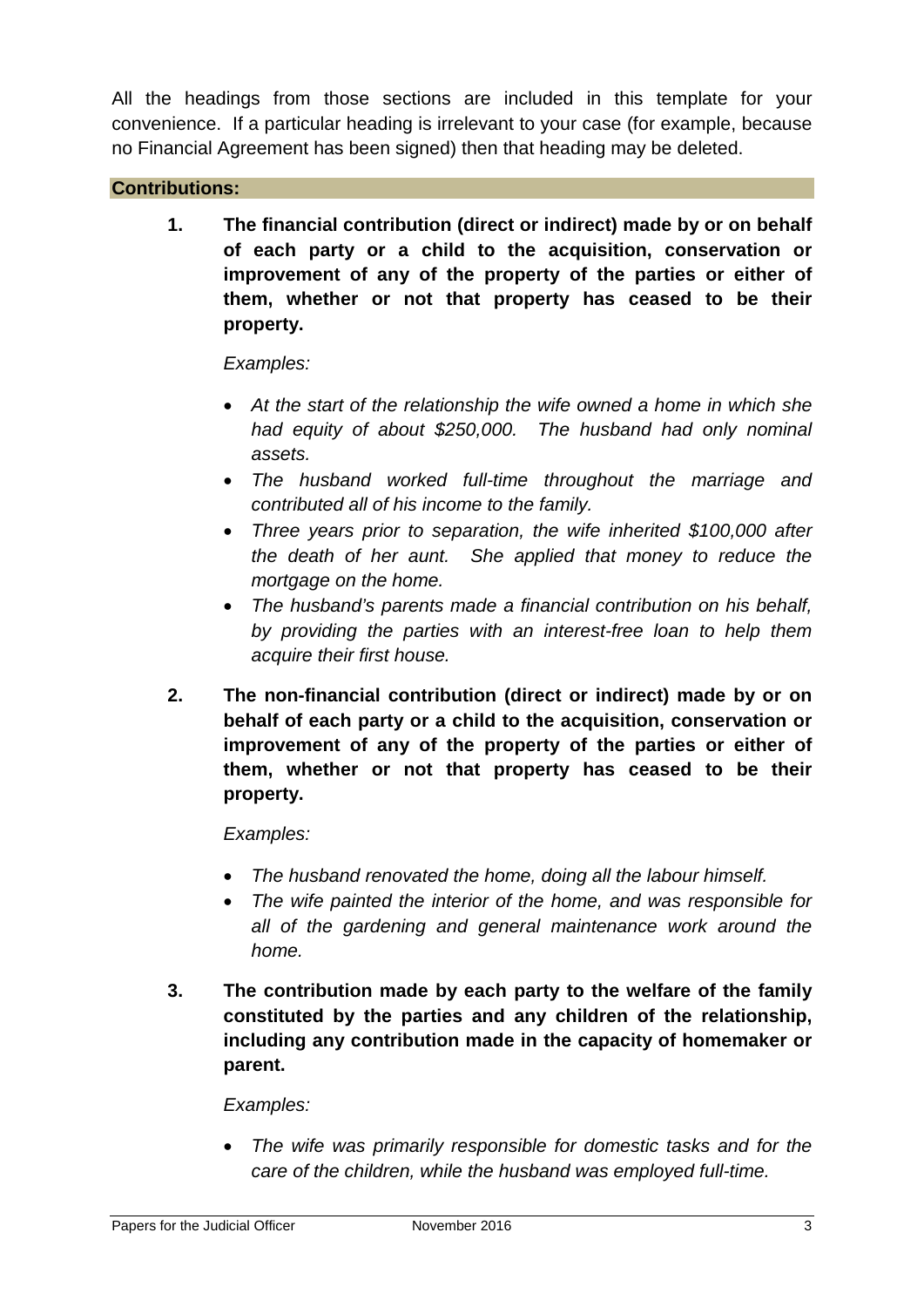All the headings from those sections are included in this template for your convenience. If a particular heading is irrelevant to your case (for example, because no Financial Agreement has been signed) then that heading may be deleted.

## Contributions:

**1. The financial contribution (direct or indirect) made by or on behalf of each party or a child to the acquisition, conservation or improvement of any of the property of the parties or either of them, whether or not that property has ceased to be their property.**

*Examples:*

- *At the start of the relationship the wife owned a home in which she had equity of about $250,000. The husband had only nominal assets.*
- *The husband worked full-time throughout the marriage and contributed all of his income to the family.*
- *Three years prior to separation, the wife inherited $100,000 after the death of her aunt. She applied that money to reduce the mortgage on the home.*
- *The husband's parents made a financial contribution on his behalf, by providing the parties with an interest-free loan to help them acquire their first house.*

**2. The non-financial contribution (direct or indirect) made by or on behalf of each party or a child to the acquisition, conservation or improvement of any of the property of the parties or either of them, whether or not that property has ceased to be their property.**

*Examples:*

- *The husband renovated the home, doing all the labour himself.*
- *The wife painted the interior of the home, and was responsible for all of the gardening and general maintenance work around the home.*

**3. The contribution made by each party to the welfare of the family constituted by the parties and any children of the relationship, including any contribution made in the capacity of homemaker or parent.**

*Examples:*

- *The wife was primarily responsible for domestic tasks and for the care of the children, while the husband was employed full-time.*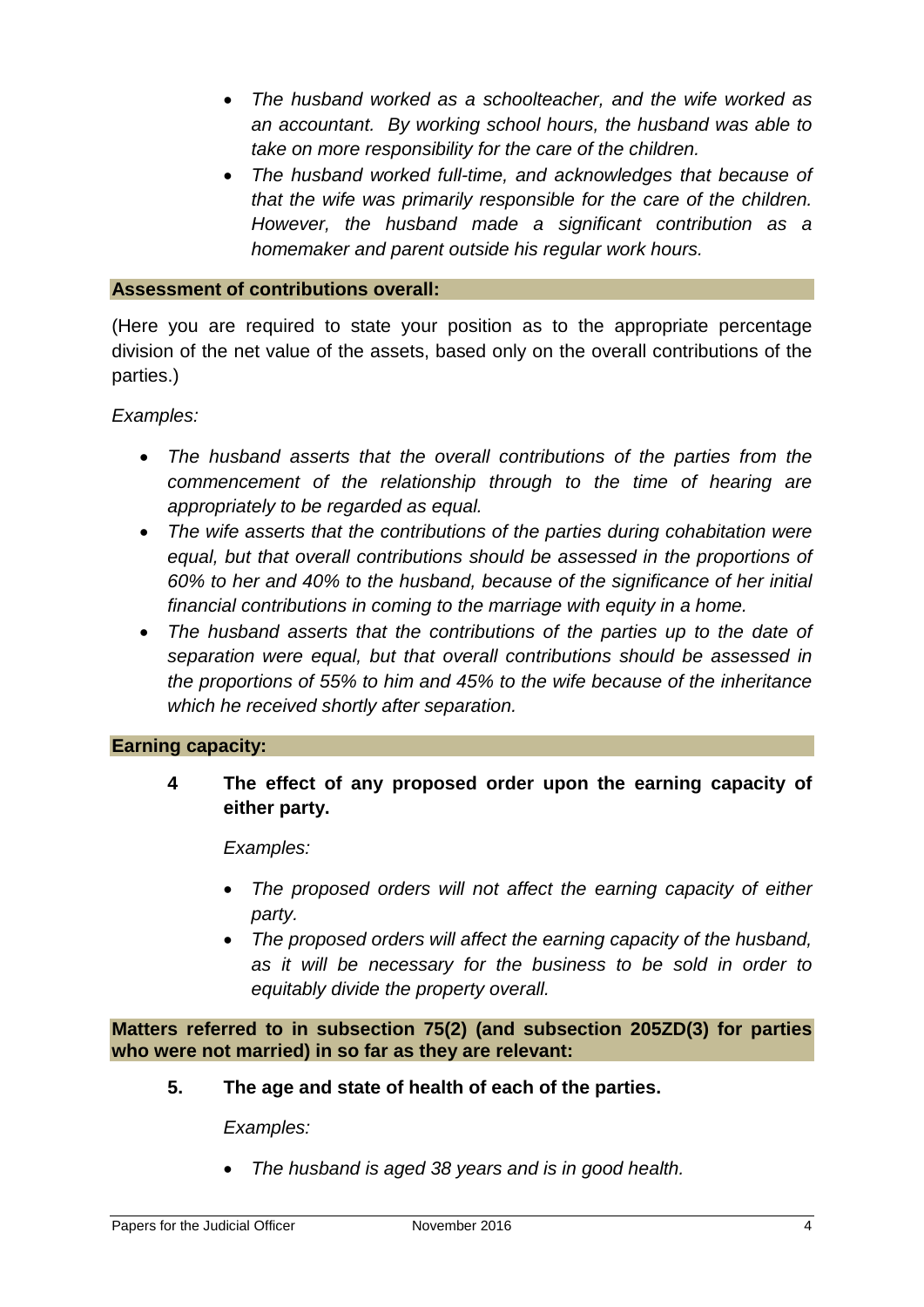- *The husband worked as a schoolteacher, and the wife worked as an accountant. By working school hours, the husband was able to take on more responsibility for the care of the children.*
- *The husband worked full-time, and acknowledges that because of that the wife was primarily responsible for the care of the children. However, the husband made a significant contribution as a homemaker and parent outside his regular work hours.*

**Assessment of contributions overall:**

(Here you are required to state your position as to the appropriate percentage division of the net value of the assets, based only on the overall contributions of the parties.)

*Examples:*

- *The husband asserts that the overall contributions of the parties from the commencement of the relationship through to the time of hearing are appropriately to be regarded as equal.*
- *The wife asserts that the contributions of the parties during cohabitation were equal, but that overall contributions should be assessed in the proportions of 60% to her and 40% to the husband, because of the significance of her initial financial contributions in coming to the marriage with equity in a home.*
- *The husband asserts that the contributions of the parties up to the date of separation were equal, but that overall contributions should be assessed in the proportions of 55% to him and 45% to the wife because of the inheritance which he received shortly after separation.*

**Earning capacity:**

**4 The effect of any proposed order upon the earning capacity of either party.**

*Examples:*

- *The proposed orders will not affect the earning capacity of either party.*
- *The proposed orders will affect the earning capacity of the husband, as it will be necessary for the business to be sold in order to equitably divide the property overall.*

**Matters referred to in subsection 75(2) (and subsection 205ZD(3) for parties who were not married) in so far as they are relevant:**

**5. The age and state of health of each of the parties.**

*Examples:*

- *The husband is aged 38 years and is in good health.*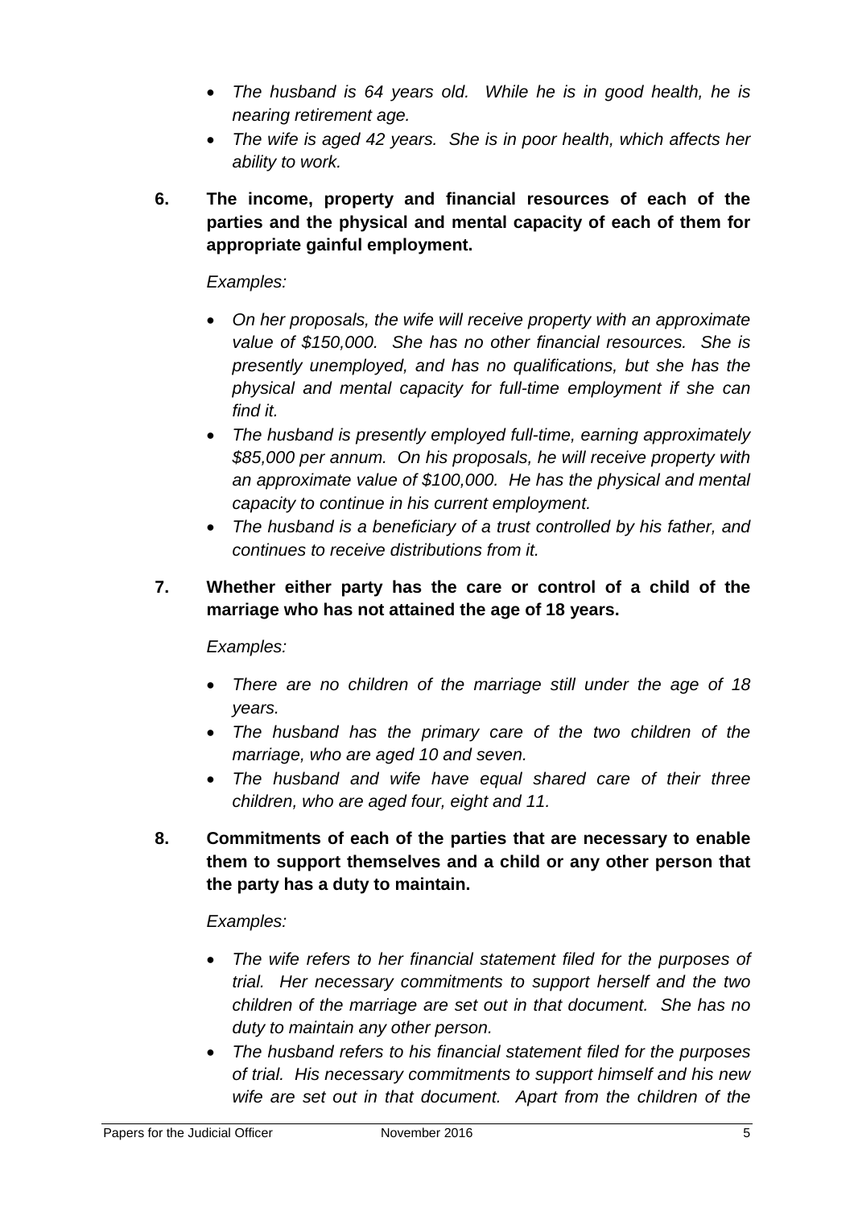- *The husband is 64 years old. While he is in good health, he is nearing retirement age.*
- *The wife is aged 42 years. She is in poor health, which affects her ability to work.*

**6. The income, property and financial resources of each of the parties and the physical and mental capacity of each of them for appropriate gainful employment.**

*Examples:*

- *On her proposals, the wife will receive property with an approximate value of $150,000. She has no other financial resources. She is presently unemployed, and has no qualifications, but she has the physical and mental capacity for full-time employment if she can find it.*
- *The husband is presently employed full-time, earning approximately $85,000 per annum. On his proposals, he will receive property with an approximate value of $100,000. He has the physical and mental capacity to continue in his current employment.*
- *The husband is a beneficiary of a trust controlled by his father, and continues to receive distributions from it.*

**7. Whether either party has the care or control of a child of the marriage who has not attained the age of 18 years.**

*Examples:*

- *There are no children of the marriage still under the age of 18 years.*
- *The husband has the primary care of the two children of the marriage, who are aged 10 and seven.*
- *The husband and wife have equal shared care of their three children, who are aged four, eight and 11.*

**8. Commitments of each of the parties that are necessary to enable them to support themselves and a child or any other person that the party has a duty to maintain.**

*Examples:*

- *The wife refers to her financial statement filed for the purposes of trial. Her necessary commitments to support herself and the two children of the marriage are set out in that document. She has no duty to maintain any other person.*
- *The husband refers to his financial statement filed for the purposes of trial. His necessary commitments to support himself and his new wife are set out in that document. Apart from the children of the*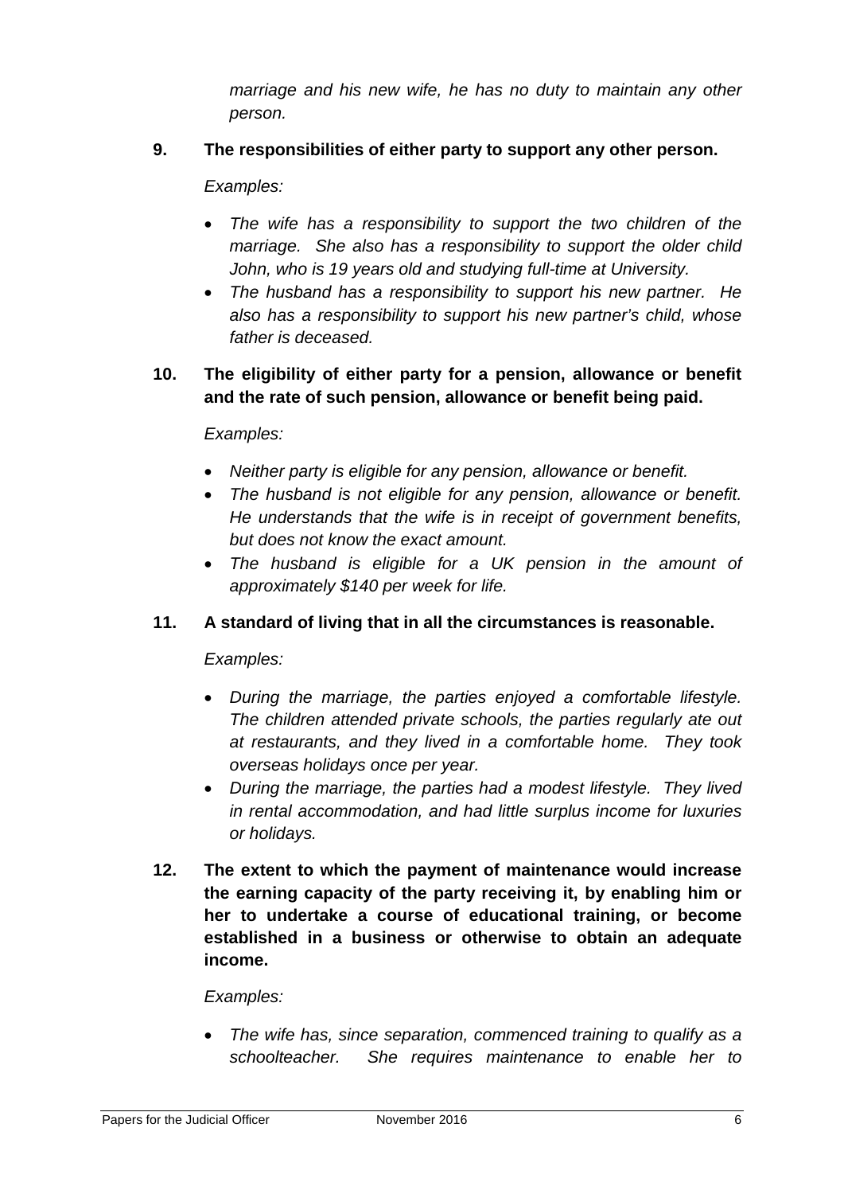*marriage and his new wife, he has no duty to maintain any other person.*

**9. The responsibilities of either party to support any other person.**

*Examples:*

- *The wife has a responsibility to support the two children of the marriage. She also has a responsibility to support the older child John, who is 19 years old and studying full-time at University.*
- *The husband has a responsibility to support his new partner. He also has a responsibility to support his new partner's child, whose father is deceased.*

**10. The eligibility of either party for a pension, allowance or benefit and the rate of such pension, allowance or benefit being paid.**

*Examples:*

- *Neither party is eligible for any pension, allowance or benefit.*
- *The husband is not eligible for any pension, allowance or benefit. He understands that the wife is in receipt of government benefits, but does not know the exact amount.*
- *The husband is eligible for a UK pension in the amount of approximately $140 per week for life.*

**11. A standard of living that in all the circumstances is reasonable.**

*Examples:*

- *During the marriage, the parties enjoyed a comfortable lifestyle. The children attended private schools, the parties regularly ate out at restaurants, and they lived in a comfortable home. They took overseas holidays once per year.*
- *During the marriage, the parties had a modest lifestyle. They lived in rental accommodation, and had little surplus income for luxuries or holidays.*

**12. The extent to which the payment of maintenance would increase the earning capacity of the party receiving it, by enabling him or her to undertake a course of educational training, or become established in a business or otherwise to obtain an adequate income.**

*Examples:*

- *The wife has, since separation, commenced training to qualify as a schoolteacher. She requires maintenance to enable her to*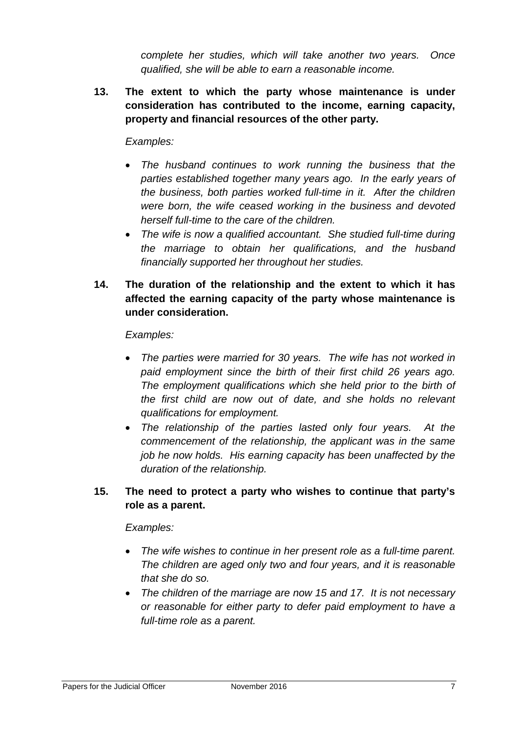*complete her studies, which will take another two years. Once qualified, she will be able to earn a reasonable income.*

**13. The extent to which the party whose maintenance is under consideration has contributed to the income, earning capacity, property and financial resources of the other party.**

*Examples:*

- *The husband continues to work running the business that the parties established together many years ago. In the early years of the business, both parties worked full-time in it. After the children were born, the wife ceased working in the business and devoted herself full-time to the care of the children.*
- *The wife is now a qualified accountant. She studied full-time during the marriage to obtain her qualifications, and the husband financially supported her throughout her studies.*

**14. The duration of the relationship and the extent to which it has affected the earning capacity of the party whose maintenance is under consideration.**

*Examples:*

- *The parties were married for 30 years. The wife has not worked in paid employment since the birth of their first child 26 years ago. The employment qualifications which she held prior to the birth of the first child are now out of date, and she holds no relevant qualifications for employment.*
- *The relationship of the parties lasted only four years. At the commencement of the relationship, the applicant was in the same job he now holds. His earning capacity has been unaffected by the duration of the relationship.*

**15. The need to protect a party who wishes to continue that party's role as a parent.**

*Examples:*

- *The wife wishes to continue in her present role as a full-time parent. The children are aged only two and four years, and it is reasonable that she do so.*
- *The children of the marriage are now 15 and 17. It is not necessary or reasonable for either party to defer paid employment to have a full-time role as a parent.*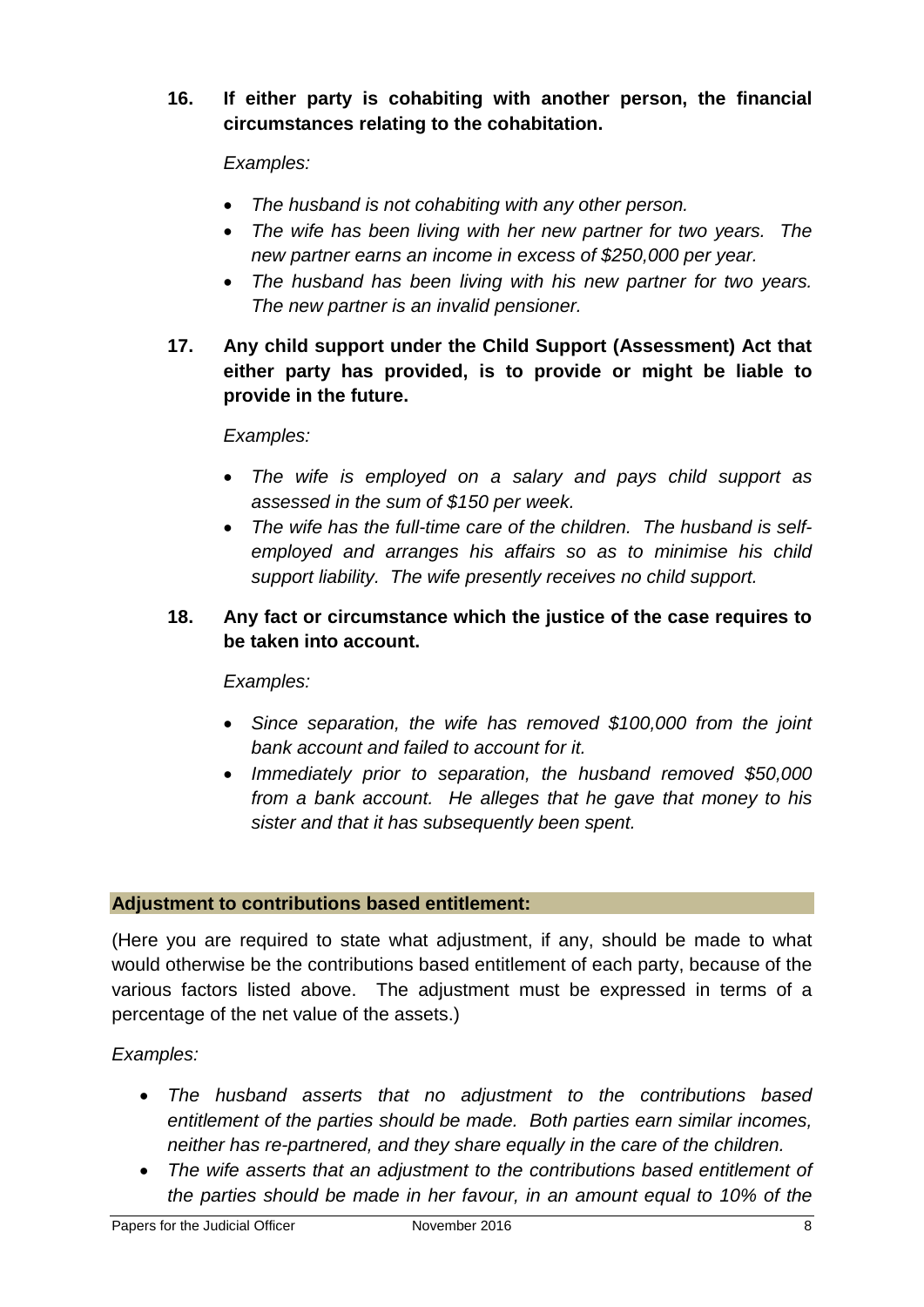**16. If either party is cohabiting with another person, the financial circumstances relating to the cohabitation.**

*Examples:*

- *The husband is not cohabiting with any other person.*
- *The wife has been living with her new partner for two years. The new partner earns an income in excess of $250,000 per year.*
- *The husband has been living with his new partner for two years. The new partner is an invalid pensioner.*

**17. Any child support under the Child Support (Assessment) Act that either party has provided, is to provide or might be liable to provide in the future.**

*Examples:*

- *The wife is employed on a salary and pays child support as assessed in the sum of $150 per week.*
- *The wife has the full-time care of the children. The husband is self-employed and arranges his affairs so as to minimise his child support liability. The wife presently receives no child support.*

**18. Any fact or circumstance which the justice of the case requires to be taken into account.**

*Examples:*

- *Since separation, the wife has removed $100,000 from the joint bank account and failed to account for it.*
- *Immediately prior to separation, the husband removed $50,000 from a bank account. He alleges that he gave that money to his sister and that it has subsequently been spent.*

**Adjustment to contributions based entitlement:**

(Here you are required to state what adjustment, if any, should be made to what would otherwise be the contributions based entitlement of each party, because of the various factors listed above. The adjustment must be expressed in terms of a percentage of the net value of the assets.)

*Examples:*

- *The husband asserts that no adjustment to the contributions based entitlement of the parties should be made. Both parties earn similar incomes, neither has re-partnered, and they share equally in the care of the children.*
- *The wife asserts that an adjustment to the contributions based entitlement of the parties should be made in her favour, in an amount equal to 10% of the*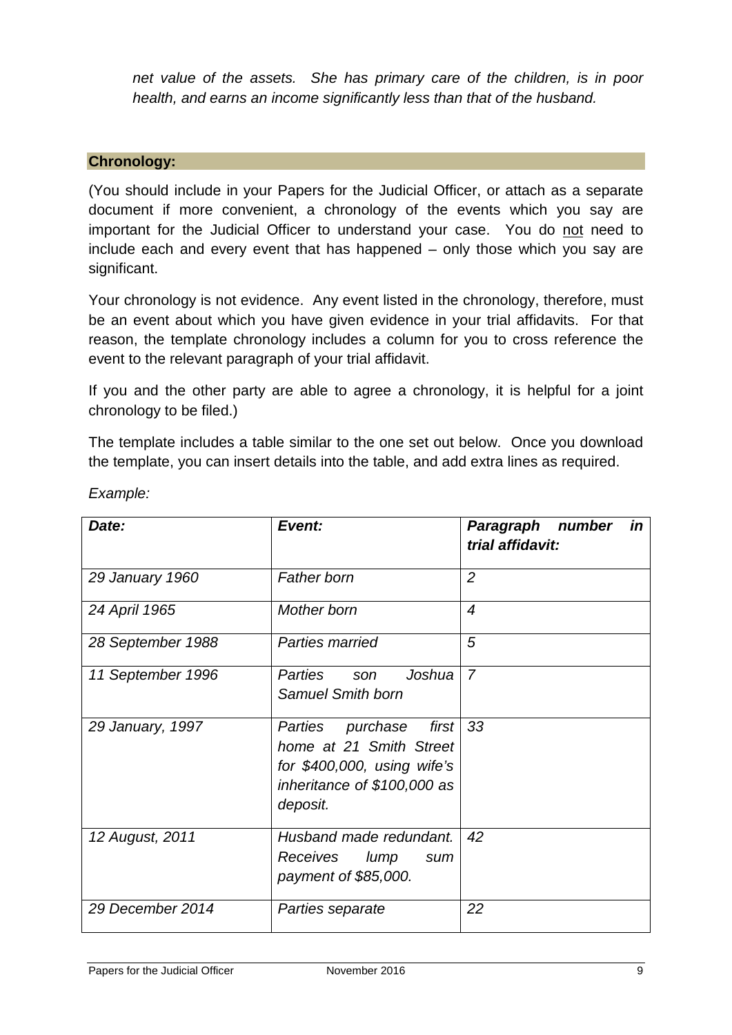*net value of the assets. She has primary care of the children, is in poor health, and earns an income significantly less than that of the husband.*

## Chronology:

(You should include in your Papers for the Judicial Officer, or attach as a separate document if more convenient, a chronology of the events which you say are important for the Judicial Officer to understand your case. You do not need to include each and every event that has happened – only those which you say are significant.

Your chronology is not evidence. Any event listed in the chronology, therefore, must be an event about which you have given evidence in your trial affidavits. For that reason, the template chronology includes a column for you to cross reference the event to the relevant paragraph of your trial affidavit.

If you and the other party are able to agree a chronology, it is helpful for a joint chronology to be filed.)

The template includes a table similar to the one set out below. Once you download the template, you can insert details into the table, and add extra lines as required.

*Example:*

| ***Date:*** | ***Event:*** | ***Paragraph number in trial affidavit:*** |
|---|---|---|
| *29 January 1960* | *Father born* | *2* |
| *24 April 1965* | *Mother born* | *4* |
| *28 September 1988* | *Parties married* | *5* |
| *11 September 1996* | *Parties son Joshua Samuel Smith born* | *7* |
| *29 January, 1997* | *Parties purchase first home at 21 Smith Street for $400,000, using wife's inheritance of $100,000 as deposit.* | *33* |
| *12 August, 2011* | *Husband made redundant. Receives lump sum payment of $85,000.* | *42* |
| *29 December 2014* | *Parties separate* | *22* |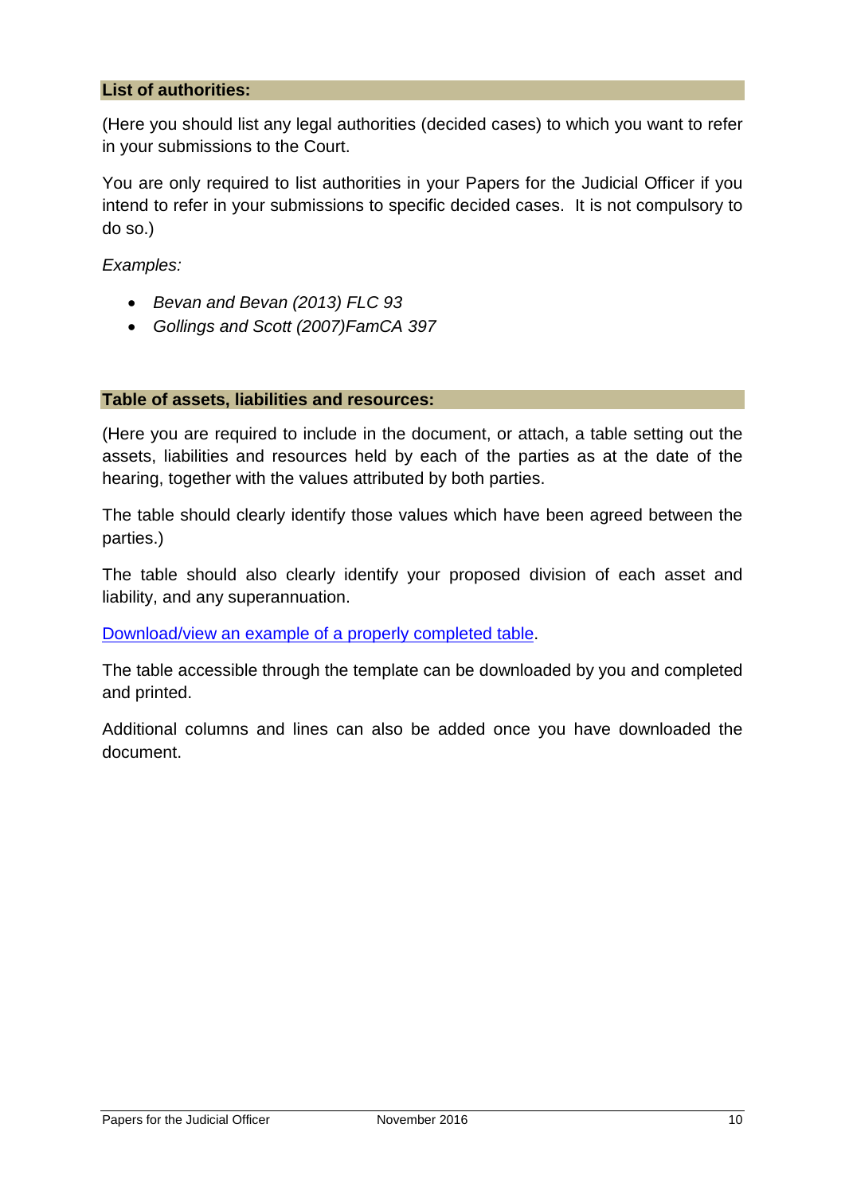## List of authorities:

(Here you should list any legal authorities (decided cases) to which you want to refer in your submissions to the Court.

You are only required to list authorities in your Papers for the Judicial Officer if you intend to refer in your submissions to specific decided cases. It is not compulsory to do so.)

*Examples:*

- *Bevan and Bevan (2013) FLC 93*
- *Gollings and Scott (2007)FamCA 397*

## Table of assets, liabilities and resources:

(Here you are required to include in the document, or attach, a table setting out the assets, liabilities and resources held by each of the parties as at the date of the hearing, together with the values attributed by both parties.

The table should clearly identify those values which have been agreed between the parties.)

The table should also clearly identify your proposed division of each asset and liability, and any superannuation.

Download/view an example of a properly completed table.

The table accessible through the template can be downloaded by you and completed and printed.

Additional columns and lines can also be added once you have downloaded the document.